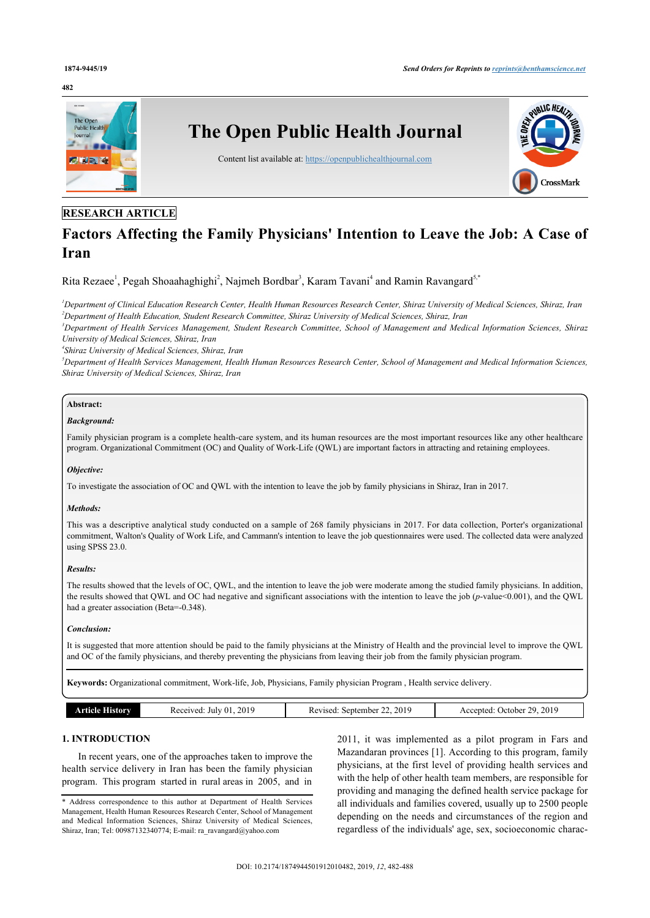RESEARCH ARTICLE

# Factors Affecting the Family Physicians' Intention to Leave the Job: A Case of Iran

Rita Rezaee[1], Pegah Shoaahaghighi[2], Najmeh Bordbar[3], Karam Tavani[4] and Ramin Ravangard[5,*]

[1]*Department of Clinical Education Research Center, Health Human Resources Research Center, Shiraz University of Medical Sciences, Shiraz, Iran*
[2]*Department of Health Education, Student Research Committee, Shiraz University of Medical Sciences, Shiraz, Iran*
[3]*Department of Health Services Management, Student Research Committee, School of Management and Medical Information Sciences, Shiraz University of Medical Sciences, Shiraz, Iran*
[4]*Shiraz University of Medical Sciences, Shiraz, Iran*
[5]*Department of Health Services Management, Health Human Resources Research Center, School of Management and Medical Information Sciences, Shiraz University of Medical Sciences, Shiraz, Iran*

**Abstract:**

***Background:***

Family physician program is a complete health-care system, and its human resources are the most important resources like any other healthcare program. Organizational Commitment (OC) and Quality of Work-Life (QWL) are important factors in attracting and retaining employees.

***Objective:***

To investigate the association of OC and QWL with the intention to leave the job by family physicians in Shiraz, Iran in 2017.

***Methods:***

This was a descriptive analytical study conducted on a sample of 268 family physicians in 2017. For data collection, Porter's organizational commitment, Walton's Quality of Work Life, and Cammann's intention to leave the job questionnaires were used. The collected data were analyzed using SPSS 23.0.

***Results:***

The results showed that the levels of OC, QWL, and the intention to leave the job were moderate among the studied family physicians. In addition, the results showed that QWL and OC had negative and significant associations with the intention to leave the job ($p$-value<0.001), and the QWL had a greater association (Beta=-0.348).

***Conclusion:***

It is suggested that more attention should be paid to the family physicians at the Ministry of Health and the provincial level to improve the QWL and OC of the family physicians, and thereby preventing the physicians from leaving their job from the family physician program.

**Keywords:** Organizational commitment, Work-life, Job, Physicians, Family physician Program , Health service delivery.

| Article History | Received: July 01, 2019 | Revised: September 22, 2019 | Accepted: October 29, 2019 |
|---|---|---|---|

## 1. INTRODUCTION

In recent years, one of the approaches taken to improve the health service delivery in Iran has been the family physician program. This program started in rural areas in 2005, and in 2011, it was implemented as a pilot program in Fars and Mazandaran provinces [1]. According to this program, family physicians, at the first level of providing health services and with the help of other health team members, are responsible for providing and managing the defined health service package for all individuals and families covered, usually up to 2500 people depending on the needs and circumstances of the region and regardless of the individuals' age, sex, socioeconomic charac-

\* Address correspondence to this author at Department of Health Services Management, Health Human Resources Research Center, School of Management and Medical Information Sciences, Shiraz University of Medical Sciences, Shiraz, Iran; Tel: 00987132340774; E-mail: ra_ravangard@yahoo.com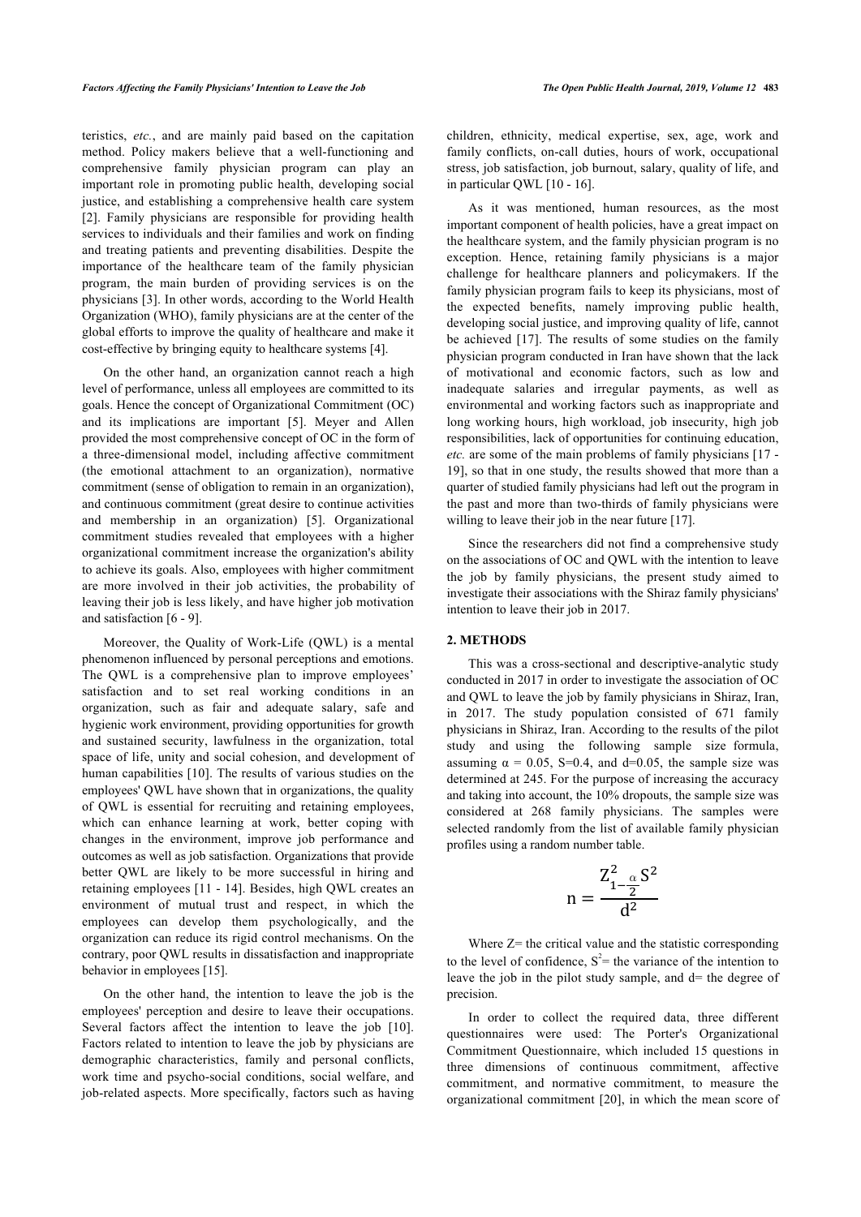teristics, *etc.*, and are mainly paid based on the capitation method. Policy makers believe that a well-functioning and comprehensive family physician program can play an important role in promoting public health, developing social justice, and establishing a comprehensive health care system [2]. Family physicians are responsible for providing health services to individuals and their families and work on finding and treating patients and preventing disabilities. Despite the importance of the healthcare team of the family physician program, the main burden of providing services is on the physicians [3]. In other words, according to the World Health Organization (WHO), family physicians are at the center of the global efforts to improve the quality of healthcare and make it cost-effective by bringing equity to healthcare systems [4].

On the other hand, an organization cannot reach a high level of performance, unless all employees are committed to its goals. Hence the concept of Organizational Commitment (OC) and its implications are important [5]. Meyer and Allen provided the most comprehensive concept of OC in the form of a three-dimensional model, including affective commitment (the emotional attachment to an organization), normative commitment (sense of obligation to remain in an organization), and continuous commitment (great desire to continue activities and membership in an organization) [5]. Organizational commitment studies revealed that employees with a higher organizational commitment increase the organization's ability to achieve its goals. Also, employees with higher commitment are more involved in their job activities, the probability of leaving their job is less likely, and have higher job motivation and satisfaction [6 - 9].

Moreover, the Quality of Work-Life (QWL) is a mental phenomenon influenced by personal perceptions and emotions. The QWL is a comprehensive plan to improve employees' satisfaction and to set real working conditions in an organization, such as fair and adequate salary, safe and hygienic work environment, providing opportunities for growth and sustained security, lawfulness in the organization, total space of life, unity and social cohesion, and development of human capabilities [10]. The results of various studies on the employees' QWL have shown that in organizations, the quality of QWL is essential for recruiting and retaining employees, which can enhance learning at work, better coping with changes in the environment, improve job performance and outcomes as well as job satisfaction. Organizations that provide better QWL are likely to be more successful in hiring and retaining employees [11 - 14]. Besides, high QWL creates an environment of mutual trust and respect, in which the employees can develop them psychologically, and the organization can reduce its rigid control mechanisms. On the contrary, poor QWL results in dissatisfaction and inappropriate behavior in employees [15].

On the other hand, the intention to leave the job is the employees' perception and desire to leave their occupations. Several factors affect the intention to leave the job [10]. Factors related to intention to leave the job by physicians are demographic characteristics, family and personal conflicts, work time and psycho-social conditions, social welfare, and job-related aspects. More specifically, factors such as having children, ethnicity, medical expertise, sex, age, work and family conflicts, on-call duties, hours of work, occupational stress, job satisfaction, job burnout, salary, quality of life, and in particular QWL [10 - 16].

As it was mentioned, human resources, as the most important component of health policies, have a great impact on the healthcare system, and the family physician program is no exception. Hence, retaining family physicians is a major challenge for healthcare planners and policymakers. If the family physician program fails to keep its physicians, most of the expected benefits, namely improving public health, developing social justice, and improving quality of life, cannot be achieved [17]. The results of some studies on the family physician program conducted in Iran have shown that the lack of motivational and economic factors, such as low and inadequate salaries and irregular payments, as well as environmental and working factors such as inappropriate and long working hours, high workload, job insecurity, high job responsibilities, lack of opportunities for continuing education, *etc.* are some of the main problems of family physicians [17 - 19], so that in one study, the results showed that more than a quarter of studied family physicians had left out the program in the past and more than two-thirds of family physicians were willing to leave their job in the near future [17].

Since the researchers did not find a comprehensive study on the associations of OC and QWL with the intention to leave the job by family physicians, the present study aimed to investigate their associations with the Shiraz family physicians' intention to leave their job in 2017.

## 2. METHODS

This was a cross-sectional and descriptive-analytic study conducted in 2017 in order to investigate the association of OC and QWL to leave the job by family physicians in Shiraz, Iran, in 2017. The study population consisted of 671 family physicians in Shiraz, Iran. According to the results of the pilot study and using the following sample size formula, assuming $\alpha = 0.05$, S=0.4, and d=0.05, the sample size was determined at 245. For the purpose of increasing the accuracy and taking into account, the 10% dropouts, the sample size was considered at 268 family physicians. The samples were selected randomly from the list of available family physician profiles using a random number table.

$$n = \frac{Z^2_{1-\frac{\alpha}{2}} S^2}{d^2}$$

Where Z= the critical value and the statistic corresponding to the level of confidence, $S^2$= the variance of the intention to leave the job in the pilot study sample, and d= the degree of precision.

In order to collect the required data, three different questionnaires were used: The Porter's Organizational Commitment Questionnaire, which included 15 questions in three dimensions of continuous commitment, affective commitment, and normative commitment, to measure the organizational commitment [20], in which the mean score of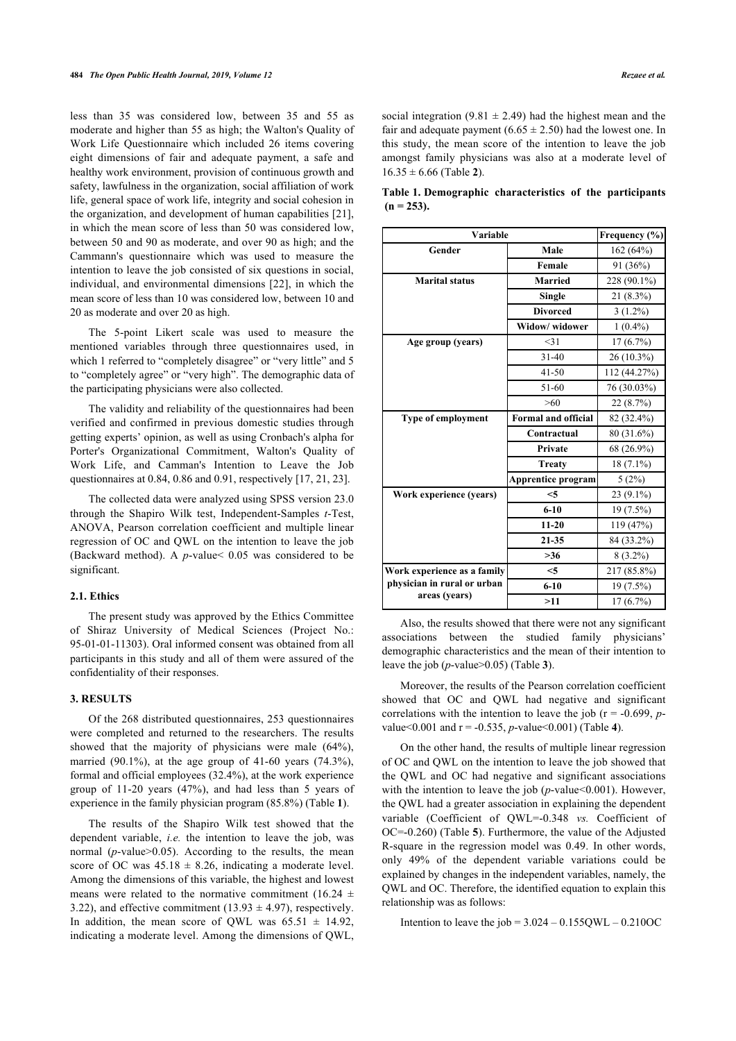less than 35 was considered low, between 35 and 55 as moderate and higher than 55 as high; the Walton's Quality of Work Life Questionnaire which included 26 items covering eight dimensions of fair and adequate payment, a safe and healthy work environment, provision of continuous growth and safety, lawfulness in the organization, social affiliation of work life, general space of work life, integrity and social cohesion in the organization, and development of human capabilities [21], in which the mean score of less than 50 was considered low, between 50 and 90 as moderate, and over 90 as high; and the Cammann's questionnaire which was used to measure the intention to leave the job consisted of six questions in social, individual, and environmental dimensions [22], in which the mean score of less than 10 was considered low, between 10 and 20 as moderate and over 20 as high.

The 5-point Likert scale was used to measure the mentioned variables through three questionnaires used, in which 1 referred to "completely disagree" or "very little" and 5 to "completely agree" or "very high". The demographic data of the participating physicians were also collected.

The validity and reliability of the questionnaires had been verified and confirmed in previous domestic studies through getting experts' opinion, as well as using Cronbach's alpha for Porter's Organizational Commitment, Walton's Quality of Work Life, and Camman's Intention to Leave the Job questionnaires at 0.84, 0.86 and 0.91, respectively [17, 21, 23].

The collected data were analyzed using SPSS version 23.0 through the Shapiro Wilk test, Independent-Samples *t*-Test, ANOVA, Pearson correlation coefficient and multiple linear regression of OC and QWL on the intention to leave the job (Backward method). A $p$-value $< 0.05$ was considered to be significant.

### 2.1. Ethics

The present study was approved by the Ethics Committee of Shiraz University of Medical Sciences (Project No.: 95-01-01-11303). Oral informed consent was obtained from all participants in this study and all of them were assured of the confidentiality of their responses.

## 3. RESULTS

Of the 268 distributed questionnaires, 253 questionnaires were completed and returned to the researchers. The results showed that the majority of physicians were male (64%), married (90.1%), at the age group of 41-60 years (74.3%), formal and official employees (32.4%), at the work experience group of 11-20 years (47%), and had less than 5 years of experience in the family physician program (85.8%) (Table **1**).

The results of the Shapiro Wilk test showed that the dependent variable, *i.e.* the intention to leave the job, was normal ($p$-value $>0.05$). According to the results, the mean score of OC was $45.18 \pm 8.26$, indicating a moderate level. Among the dimensions of this variable, the highest and lowest means were related to the normative commitment ($16.24 \pm 3.22$), and effective commitment ($13.93 \pm 4.97$), respectively. In addition, the mean score of QWL was $65.51 \pm 14.92$, indicating a moderate level. Among the dimensions of QWL, social integration ($9.81 \pm 2.49$) had the highest mean and the fair and adequate payment ($6.65 \pm 2.50$) had the lowest one. In this study, the mean score of the intention to leave the job amongst family physicians was also at a moderate level of $16.35 \pm 6.66$ (Table **2**).

**Table 1. Demographic characteristics of the participants (n = 253).**

| Variable | | Frequency (%) |
|---|---|---|
| Gender | Male | 162 (64%) |
| | Female | 91 (36%) |
| Marital status | Married | 228 (90.1%) |
| | Single | 21 (8.3%) |
| | Divorced | 3 (1.2%) |
| | Widow/ widower | 1 (0.4%) |
| Age group (years) | <31 | 17 (6.7%) |
| | 31-40 | 26 (10.3%) |
| | 41-50 | 112 (44.27%) |
| | 51-60 | 76 (30.03%) |
| | >60 | 22 (8.7%) |
| Type of employment | Formal and official | 82 (32.4%) |
| | Contractual | 80 (31.6%) |
| | Private | 68 (26.9%) |
| | Treaty | 18 (7.1%) |
| | Apprentice program | 5 (2%) |
| Work experience (years) | <5 | 23 (9.1%) |
| | 6-10 | 19 (7.5%) |
| | 11-20 | 119 (47%) |
| | 21-35 | 84 (33.2%) |
| | >36 | 8 (3.2%) |
| Work experience as a family physician in rural or urban areas (years) | <5 | 217 (85.8%) |
| | 6-10 | 19 (7.5%) |
| | >11 | 17 (6.7%) |

Also, the results showed that there were not any significant associations between the studied family physicians' demographic characteristics and the mean of their intention to leave the job ($p$-value $>0.05$) (Table **3**).

Moreover, the results of the Pearson correlation coefficient showed that OC and QWL had negative and significant correlations with the intention to leave the job ($r = -0.699$, $p$-value $<0.001$ and $r = -0.535$, $p$-value $<0.001$) (Table **4**).

On the other hand, the results of multiple linear regression of OC and QWL on the intention to leave the job showed that the QWL and OC had negative and significant associations with the intention to leave the job ($p$-value $<0.001$). However, the QWL had a greater association in explaining the dependent variable (Coefficient of QWL=-0.348 *vs.* Coefficient of OC=-0.260) (Table **5**). Furthermore, the value of the Adjusted R-square in the regression model was 0.49. In other words, only 49% of the dependent variable variations could be explained by changes in the independent variables, namely, the QWL and OC. Therefore, the identified equation to explain this relationship was as follows:

$$\text{Intention to leave the job} = 3.024 - 0.155\text{QWL} - 0.210\text{OC}$$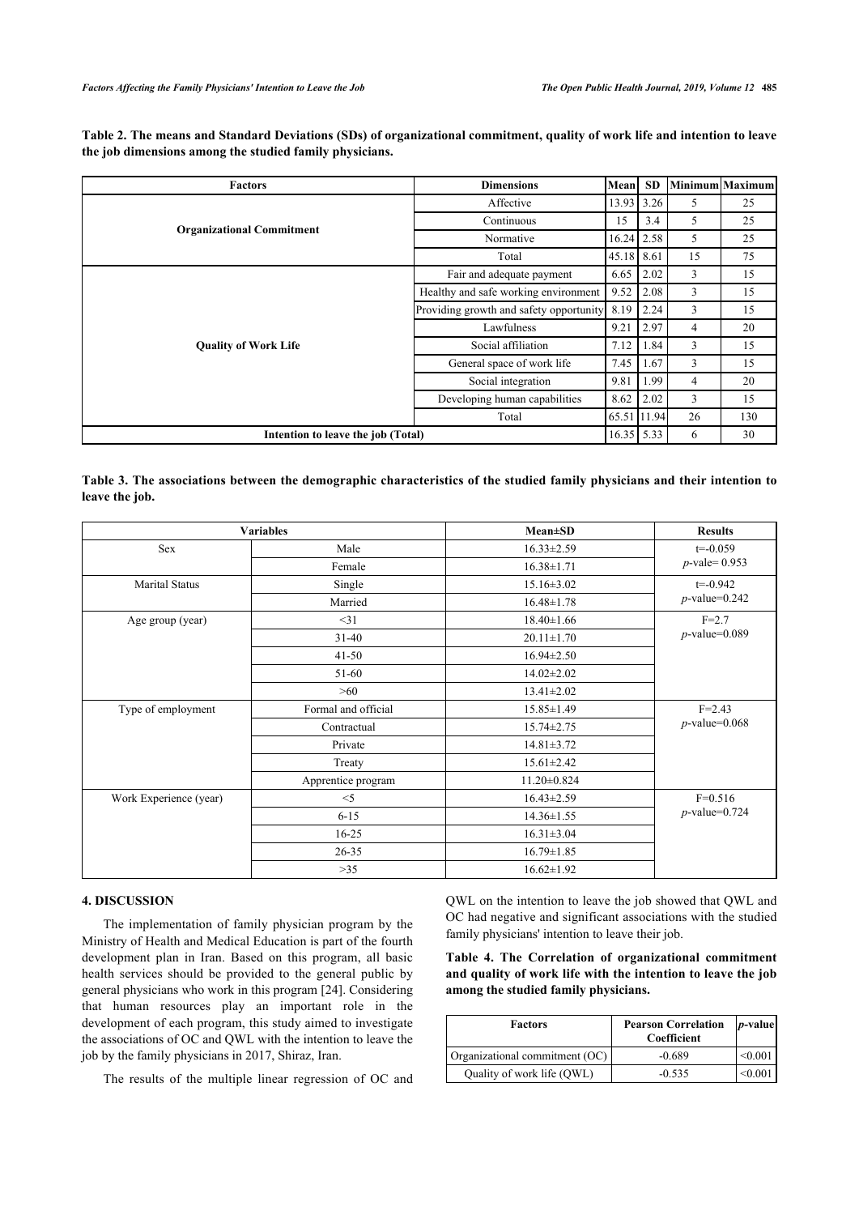**Table 2. The means and Standard Deviations (SDs) of organizational commitment, quality of work life and intention to leave the job dimensions among the studied family physicians.**

| Factors | Dimensions | Mean | SD | Minimum | Maximum |
|---|---|---|---|---|---|
| Organizational Commitment | Affective | 13.93 | 3.26 | 5 | 25 |
| | Continuous | 15 | 3.4 | 5 | 25 |
| | Normative | 16.24 | 2.58 | 5 | 25 |
| | Total | 45.18 | 8.61 | 15 | 75 |
| Quality of Work Life | Fair and adequate payment | 6.65 | 2.02 | 3 | 15 |
| | Healthy and safe working environment | 9.52 | 2.08 | 3 | 15 |
| | Providing growth and safety opportunity | 8.19 | 2.24 | 3 | 15 |
| | Lawfulness | 9.21 | 2.97 | 4 | 20 |
| | Social affiliation | 7.12 | 1.84 | 3 | 15 |
| | General space of work life | 7.45 | 1.67 | 3 | 15 |
| | Social integration | 9.81 | 1.99 | 4 | 20 |
| | Developing human capabilities | 8.62 | 2.02 | 3 | 15 |
| | Total | 65.51 | 11.94 | 26 | 130 |
| Intention to leave the job (Total) | | 16.35 | 5.33 | 6 | 30 |

**Table 3. The associations between the demographic characteristics of the studied family physicians and their intention to leave the job.**

| Variables | | Mean±SD | Results |
|---|---|---|---|
| Sex | Male | 16.33±2.59 | t=-0.059 *p*-vale= 0.953 |
| | Female | 16.38±1.71 | |
| Marital Status | Single | 15.16±3.02 | t=-0.942 *p*-value=0.242 |
| | Married | 16.48±1.78 | |
| Age group (year) | <31 | 18.40±1.66 | F=2.7 *p*-value=0.089 |
| | 31-40 | 20.11±1.70 | |
| | 41-50 | 16.94±2.50 | |
| | 51-60 | 14.02±2.02 | |
| | >60 | 13.41±2.02 | |
| Type of employment | Formal and official | 15.85±1.49 | F=2.43 *p*-value=0.068 |
| | Contractual | 15.74±2.75 | |
| | Private | 14.81±3.72 | |
| | Treaty | 15.61±2.42 | |
| | Apprentice program | 11.20±0.824 | |
| Work Experience (year) | <5 | 16.43±2.59 | F=0.516 *p*-value=0.724 |
| | 6-15 | 14.36±1.55 | |
| | 16-25 | 16.31±3.04 | |
| | 26-35 | 16.79±1.85 | |
| | >35 | 16.62±1.92 | |

## 4. DISCUSSION

The implementation of family physician program by the Ministry of Health and Medical Education is part of the fourth development plan in Iran. Based on this program, all basic health services should be provided to the general public by general physicians who work in this program [24]. Considering that human resources play an important role in the development of each program, this study aimed to investigate the associations of OC and QWL with the intention to leave the job by the family physicians in 2017, Shiraz, Iran.

The results of the multiple linear regression of OC and QWL on the intention to leave the job showed that QWL and OC had negative and significant associations with the studied family physicians' intention to leave their job.

**Table 4. The Correlation of organizational commitment and quality of work life with the intention to leave the job among the studied family physicians.**

| Factors | Pearson Correlation Coefficient | *p*-value |
|---|---|---|
| Organizational commitment (OC) | -0.689 | <0.001 |
| Quality of work life (QWL) | -0.535 | <0.001 |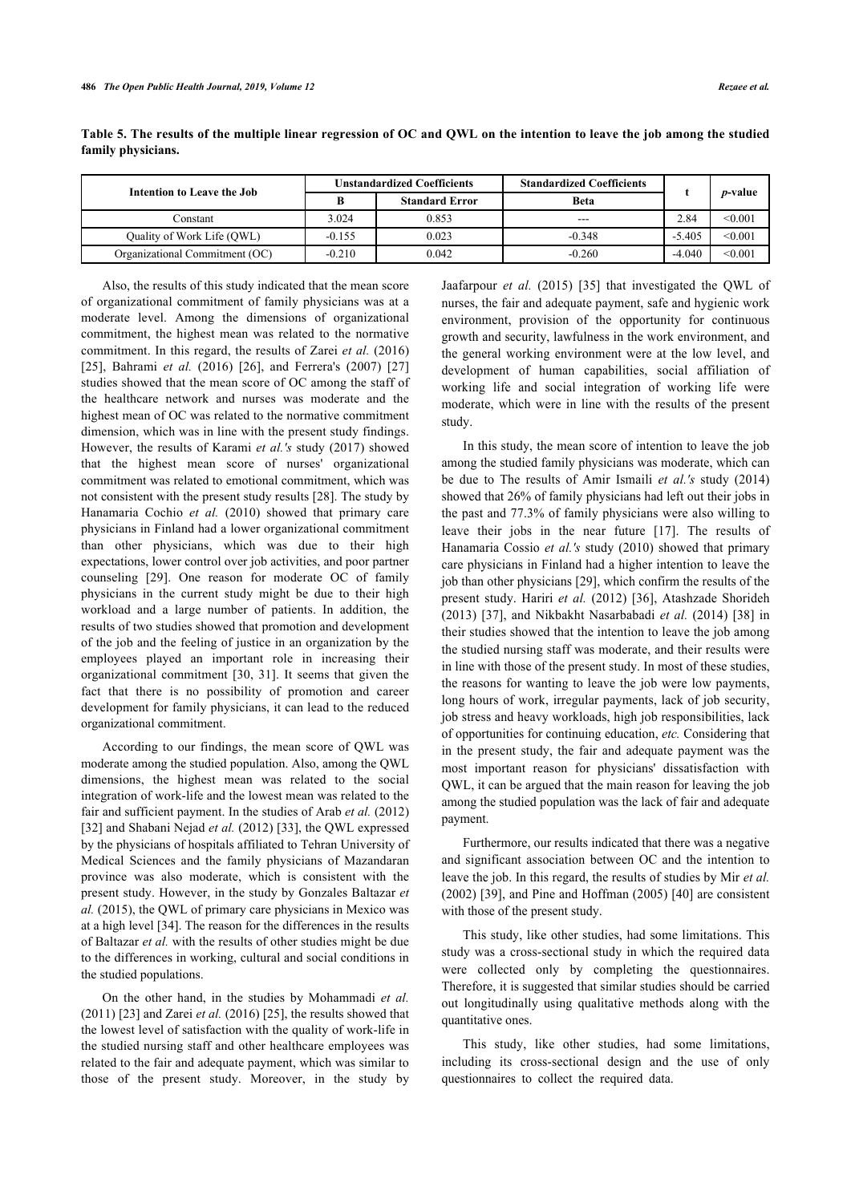**Table 5. The results of the multiple linear regression of OC and QWL on the intention to leave the job among the studied family physicians.**

| Intention to Leave the Job | Unstandardized Coefficients | | Standardized Coefficients | t | *p*-value |
|---|---|---|---|---|---|
| | B | Standard Error | Beta | | |
| Constant | 3.024 | 0.853 | --- | 2.84 | <0.001 |
| Quality of Work Life (QWL) | -0.155 | 0.023 | -0.348 | -5.405 | <0.001 |
| Organizational Commitment (OC) | -0.210 | 0.042 | -0.260 | -4.040 | <0.001 |

Also, the results of this study indicated that the mean score of organizational commitment of family physicians was at a moderate level. Among the dimensions of organizational commitment, the highest mean was related to the normative commitment. In this regard, the results of Zarei *et al.* (2016) [25], Bahrami *et al.* (2016) [26], and Ferrera's (2007) [27] studies showed that the mean score of OC among the staff of the healthcare network and nurses was moderate and the highest mean of OC was related to the normative commitment dimension, which was in line with the present study findings. However, the results of Karami *et al.'s* study (2017) showed that the highest mean score of nurses' organizational commitment was related to emotional commitment, which was not consistent with the present study results [28]. The study by Hanamaria Cochio *et al.* (2010) showed that primary care physicians in Finland had a lower organizational commitment than other physicians, which was due to their high expectations, lower control over job activities, and poor partner counseling [29]. One reason for moderate OC of family physicians in the current study might be due to their high workload and a large number of patients. In addition, the results of two studies showed that promotion and development of the job and the feeling of justice in an organization by the employees played an important role in increasing their organizational commitment [30, 31]. It seems that given the fact that there is no possibility of promotion and career development for family physicians, it can lead to the reduced organizational commitment.

According to our findings, the mean score of QWL was moderate among the studied population. Also, among the QWL dimensions, the highest mean was related to the social integration of work-life and the lowest mean was related to the fair and sufficient payment. In the studies of Arab *et al.* (2012) [32] and Shabani Nejad *et al.* (2012) [33], the QWL expressed by the physicians of hospitals affiliated to Tehran University of Medical Sciences and the family physicians of Mazandaran province was also moderate, which is consistent with the present study. However, in the study by Gonzales Baltazar *et al.* (2015), the QWL of primary care physicians in Mexico was at a high level [34]. The reason for the differences in the results of Baltazar *et al.* with the results of other studies might be due to the differences in working, cultural and social conditions in the studied populations.

On the other hand, in the studies by Mohammadi *et al.* (2011) [23] and Zarei *et al.* (2016) [25], the results showed that the lowest level of satisfaction with the quality of work-life in the studied nursing staff and other healthcare employees was related to the fair and adequate payment, which was similar to those of the present study. Moreover, in the study by Jaafarpour *et al.* (2015) [35] that investigated the QWL of nurses, the fair and adequate payment, safe and hygienic work environment, provision of the opportunity for continuous growth and security, lawfulness in the work environment, and the general working environment were at the low level, and development of human capabilities, social affiliation of working life and social integration of working life were moderate, which were in line with the results of the present study.

In this study, the mean score of intention to leave the job among the studied family physicians was moderate, which can be due to The results of Amir Ismaili *et al.'s* study (2014) showed that 26% of family physicians had left out their jobs in the past and 77.3% of family physicians were also willing to leave their jobs in the near future [17]. The results of Hanamaria Cossio *et al.'s* study (2010) showed that primary care physicians in Finland had a higher intention to leave the job than other physicians [29], which confirm the results of the present study. Hariri *et al.* (2012) [36], Atashzade Shorideh (2013) [37], and Nikbakht Nasarbabadi *et al.* (2014) [38] in their studies showed that the intention to leave the job among the studied nursing staff was moderate, and their results were in line with those of the present study. In most of these studies, the reasons for wanting to leave the job were low payments, long hours of work, irregular payments, lack of job security, job stress and heavy workloads, high job responsibilities, lack of opportunities for continuing education, *etc.* Considering that in the present study, the fair and adequate payment was the most important reason for physicians' dissatisfaction with QWL, it can be argued that the main reason for leaving the job among the studied population was the lack of fair and adequate payment.

Furthermore, our results indicated that there was a negative and significant association between OC and the intention to leave the job. In this regard, the results of studies by Mir *et al.* (2002) [39], and Pine and Hoffman (2005) [40] are consistent with those of the present study.

This study, like other studies, had some limitations. This study was a cross-sectional study in which the required data were collected only by completing the questionnaires. Therefore, it is suggested that similar studies should be carried out longitudinally using qualitative methods along with the quantitative ones.

This study, like other studies, had some limitations, including its cross-sectional design and the use of only questionnaires to collect the required data.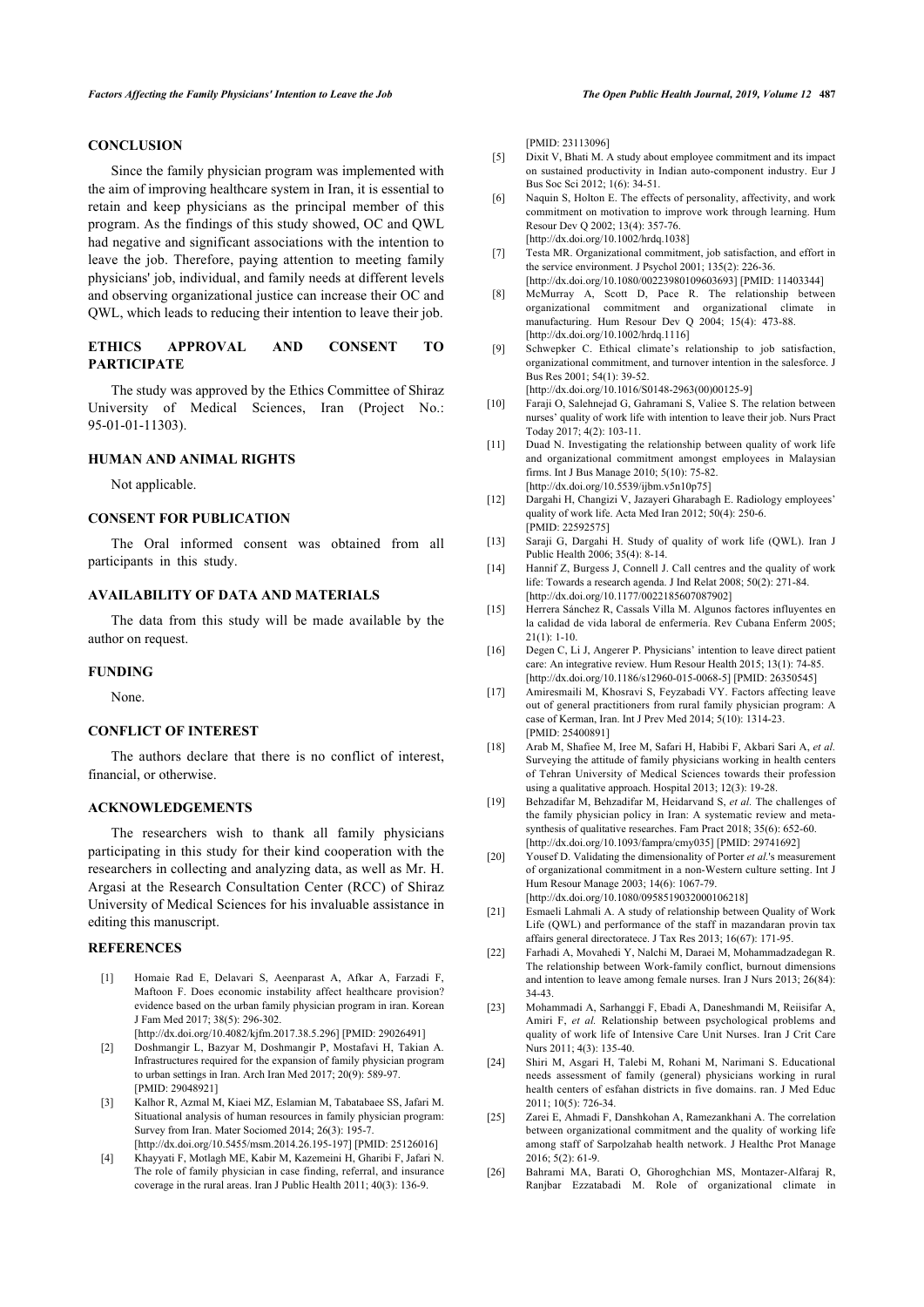## CONCLUSION

Since the family physician program was implemented with the aim of improving healthcare system in Iran, it is essential to retain and keep physicians as the principal member of this program. As the findings of this study showed, OC and QWL had negative and significant associations with the intention to leave the job. Therefore, paying attention to meeting family physicians' job, individual, and family needs at different levels and observing organizational justice can increase their OC and QWL, which leads to reducing their intention to leave their job.

## ETHICS APPROVAL AND CONSENT TO PARTICIPATE

The study was approved by the Ethics Committee of Shiraz University of Medical Sciences, Iran (Project No.: 95-01-01-11303).

## HUMAN AND ANIMAL RIGHTS

Not applicable.

## CONSENT FOR PUBLICATION

The Oral informed consent was obtained from all participants in this study.

## AVAILABILITY OF DATA AND MATERIALS

The data from this study will be made available by the author on request.

## FUNDING

None.

## CONFLICT OF INTEREST

The authors declare that there is no conflict of interest, financial, or otherwise.

## ACKNOWLEDGEMENTS

The researchers wish to thank all family physicians participating in this study for their kind cooperation with the researchers in collecting and analyzing data, as well as Mr. H. Argasi at the Research Consultation Center (RCC) of Shiraz University of Medical Sciences for his invaluable assistance in editing this manuscript.

## REFERENCES

[1] Homaie Rad E, Delavari S, Aeenparast A, Afkar A, Farzadi F, Maftoon F. Does economic instability affect healthcare provision? evidence based on the urban family physician program in iran. Korean J Fam Med 2017; 38(5): 296-302. [http://dx.doi.org/10.4082/kjfm.2017.38.5.296] [PMID: 29026491]

[2] Doshmangir L, Bazyar M, Doshmangir P, Mostafavi H, Takian A. Infrastructures required for the expansion of family physician program to urban settings in Iran. Arch Iran Med 2017; 20(9): 589-97. [PMID: 29048921]

[3] Kalhor R, Azmal M, Kiaei MZ, Eslamian M, Tabatabaee SS, Jafari M. Situational analysis of human resources in family physician program: Survey from Iran. Mater Sociomed 2014; 26(3): 195-7. [http://dx.doi.org/10.5455/msm.2014.26.195-197] [PMID: 25126016]

[4] Khayyati F, Motlagh ME, Kabir M, Kazemeini H, Gharibi F, Jafari N. The role of family physician in case finding, referral, and insurance coverage in the rural areas. Iran J Public Health 2011; 40(3): 136-9. [PMID: 23113096]

[5] Dixit V, Bhati M. A study about employee commitment and its impact on sustained productivity in Indian auto-component industry. Eur J Bus Soc Sci 2012; 1(6): 34-51.

[6] Naquin S, Holton E. The effects of personality, affectivity, and work commitment on motivation to improve work through learning. Hum Resour Dev Q 2002; 13(4): 357-76. [http://dx.doi.org/10.1002/hrdq.1038]

[7] Testa MR. Organizational commitment, job satisfaction, and effort in the service environment. J Psychol 2001; 135(2): 226-36. [http://dx.doi.org/10.1080/00223980109603693] [PMID: 11403344]

[8] McMurray A, Scott D, Pace R. The relationship between organizational commitment and organizational climate in manufacturing. Hum Resour Dev Q 2004; 15(4): 473-88. [http://dx.doi.org/10.1002/hrdq.1116]

[9] Schwepker C. Ethical climate's relationship to job satisfaction, organizational commitment, and turnover intention in the salesforce. J Bus Res 2001; 54(1): 39-52. [http://dx.doi.org/10.1016/S0148-2963(00)00125-9]

[10] Faraji O, Salehnejad G, Gahramani S, Valiee S. The relation between nurses' quality of work life with intention to leave their job. Nurs Pract Today 2017; 4(2): 103-11.

[11] Duad N. Investigating the relationship between quality of work life and organizational commitment amongst employees in Malaysian firms. Int J Bus Manage 2010; 5(10): 75-82. [http://dx.doi.org/10.5539/ijbm.v5n10p75]

[12] Dargahi H, Changizi V, Jazayeri Gharabagh E. Radiology employees' quality of work life. Acta Med Iran 2012; 50(4): 250-6. [PMID: 22592575]

[13] Saraji G, Dargahi H. Study of quality of work life (QWL). Iran J Public Health 2006; 35(4): 8-14.

[14] Hannif Z, Burgess J, Connell J. Call centres and the quality of work life: Towards a research agenda. J Ind Relat 2008; 50(2): 271-84. [http://dx.doi.org/10.1177/0022185607087902]

[15] Herrera Sánchez R, Cassals Villa M. Algunos factores influyentes en la calidad de vida laboral de enfermería. Rev Cubana Enferm 2005; 21(1): 1-10.

[16] Degen C, Li J, Angerer P. Physicians' intention to leave direct patient care: An integrative review. Hum Resour Health 2015; 13(1): 74-85. [http://dx.doi.org/10.1186/s12960-015-0068-5] [PMID: 26350545]

[17] Amiresmaili M, Khosravi S, Feyzabadi VY. Factors affecting leave out of general practitioners from rural family physician program: A case of Kerman, Iran. Int J Prev Med 2014; 5(10): 1314-23. [PMID: 25400891]

[18] Arab M, Shafiee M, Iree M, Safari H, Habibi F, Akbari Sari A, *et al.* Surveying the attitude of family physicians working in health centers of Tehran University of Medical Sciences towards their profession using a qualitative approach. Hospital 2013; 12(3): 19-28.

[19] Behzadifar M, Behzadifar M, Heidarvand S, *et al.* The challenges of the family physician policy in Iran: A systematic review and meta-synthesis of qualitative researches. Fam Pract 2018; 35(6): 652-60. [http://dx.doi.org/10.1093/fampra/cmy035] [PMID: 29741692]

[20] Yousef D. Validating the dimensionality of Porter *et al.*'s measurement of organizational commitment in a non-Western culture setting. Int J Hum Resour Manage 2003; 14(6): 1067-79. [http://dx.doi.org/10.1080/0958519032000106218]

[21] Esmaeli Lahmali A. A study of relationship between Quality of Work Life (QWL) and performance of the staff in mazandaran provin tax affairs general directoratece. J Tax Res 2013; 16(67): 171-95.

[22] Farhadi A, Movahedi Y, Nalchi M, Daraei M, Mohammadzadegan R. The relationship between Work-family conflict, burnout dimensions and intention to leave among female nurses. Iran J Nurs 2013; 26(84): 34-43.

[23] Mohammadi A, Sarhanggi F, Ebadi A, Daneshmandi M, Reiisifar A, Amiri F, *et al.* Relationship between psychological problems and quality of work life of Intensive Care Unit Nurses. Iran J Crit Care Nurs 2011; 4(3): 135-40.

[24] Shiri M, Asgari H, Talebi M, Rohani M, Narimani S. Educational needs assessment of family (general) physicians working in rural health centers of esfahan districts in five domains. ran. J Med Educ 2011; 10(5): 726-34.

[25] Zarei E, Ahmadi F, Danshkohan A, Ramezankhani A. The correlation between organizational commitment and the quality of working life among staff of Sarpolzahab health network. J Healthc Prot Manage 2016; 5(2): 61-9.

[26] Bahrami MA, Barati O, Ghoroghchian MS, Montazer-Alfaraj R, Ranjbar Ezzatabadi M. Role of organizational climate in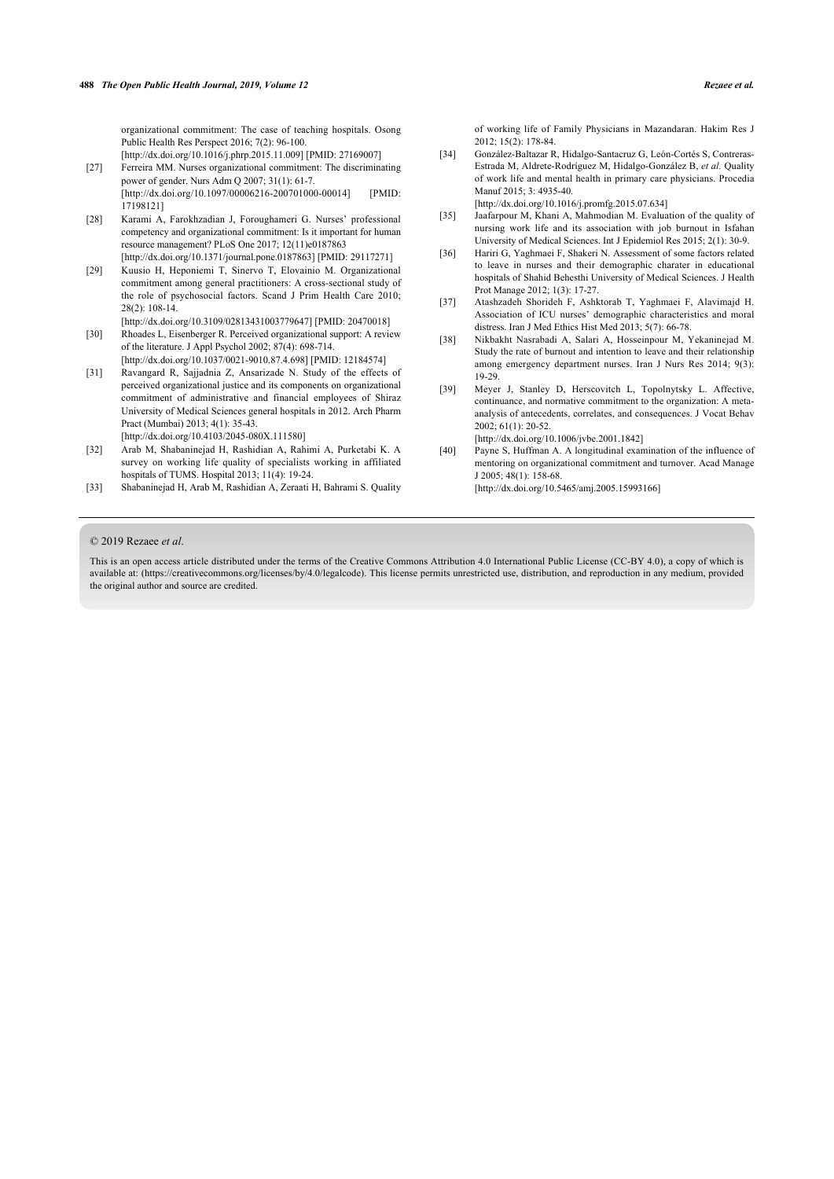organizational commitment: The case of teaching hospitals. Osong Public Health Res Perspect 2016; 7(2): 96-100. [http://dx.doi.org/10.1016/j.phrp.2015.11.009] [PMID: 27169007]

[27] Ferreira MM. Nurses organizational commitment: The discriminating power of gender. Nurs Adm Q 2007; 31(1): 61-7. [http://dx.doi.org/10.1097/00006216-200701000-00014] [PMID: 17198121]

[28] Karami A, Farokhzadian J, Foroughameri G. Nurses' professional competency and organizational commitment: Is it important for human resource management? PLoS One 2017; 12(11)e0187863 [http://dx.doi.org/10.1371/journal.pone.0187863] [PMID: 29117271]

[29] Kuusio H, Heponiemi T, Sinervo T, Elovainio M. Organizational commitment among general practitioners: A cross-sectional study of the role of psychosocial factors. Scand J Prim Health Care 2010; 28(2): 108-14. [http://dx.doi.org/10.3109/02813431003779647] [PMID: 20470018]

[30] Rhoades L, Eisenberger R. Perceived organizational support: A review of the literature. J Appl Psychol 2002; 87(4): 698-714. [http://dx.doi.org/10.1037/0021-9010.87.4.698] [PMID: 12184574]

[31] Ravangard R, Sajjadnia Z, Ansarizade N. Study of the effects of perceived organizational justice and its components on organizational commitment of administrative and financial employees of Shiraz University of Medical Sciences general hospitals in 2012. Arch Pharm Pract (Mumbai) 2013; 4(1): 35-43. [http://dx.doi.org/10.4103/2045-080X.111580]

[32] Arab M, Shabaninejad H, Rashidian A, Rahimi A, Purketabi K. A survey on working life quality of specialists working in affiliated hospitals of TUMS. Hospital 2013; 11(4): 19-24.

[33] Shabaninejad H, Arab M, Rashidian A, Zeraati H, Bahrami S. Quality of working life of Family Physicians in Mazandaran. Hakim Res J 2012; 15(2): 178-84.

[34] González-Baltazar R, Hidalgo-Santacruz G, León-Cortés S, Contreras-Estrada M, Aldrete-Rodríguez M, Hidalgo-González B, *et al.* Quality of work life and mental health in primary care physicians. Procedia Manuf 2015; 3: 4935-40. [http://dx.doi.org/10.1016/j.promfg.2015.07.634]

[35] Jaafarpour M, Khani A, Mahmodian M. Evaluation of the quality of nursing work life and its association with job burnout in Isfahan University of Medical Sciences. Int J Epidemiol Res 2015; 2(1): 30-9.

[36] Hariri G, Yaghmaei F, Shakeri N. Assessment of some factors related to leave in nurses and their demographic charater in educational hospitals of Shahid Behesthi University of Medical Sciences. J Health Prot Manage 2012; 1(3): 17-27.

[37] Atashzadeh Shorideh F, Ashktorab T, Yaghmaei F, Alavimajd H. Association of ICU nurses' demographic characteristics and moral distress. Iran J Med Ethics Hist Med 2013; 5(7): 66-78.

[38] Nikbakht Nasrabadi A, Salari A, Hosseinpour M, Yekaninejad M. Study the rate of burnout and intention to leave and their relationship among emergency department nurses. Iran J Nurs Res 2014; 9(3): 19-29.

[39] Meyer J, Stanley D, Herscovitch L, Topolnytsky L. Affective, continuance, and normative commitment to the organization: A meta-analysis of antecedents, correlates, and consequences. J Vocat Behav 2002; 61(1): 20-52. [http://dx.doi.org/10.1006/jvbe.2001.1842]

[40] Payne S, Huffman A. A longitudinal examination of the influence of mentoring on organizational commitment and turnover. Acad Manage J 2005; 48(1): 158-68. [http://dx.doi.org/10.5465/amj.2005.15993166]

© 2019 Rezaee *et al*.

This is an open access article distributed under the terms of the Creative Commons Attribution 4.0 International Public License (CC-BY 4.0), a copy of which is available at: (https://creativecommons.org/licenses/by/4.0/legalcode). This license permits unrestricted use, distribution, and reproduction in any medium, provided the original author and source are credited.